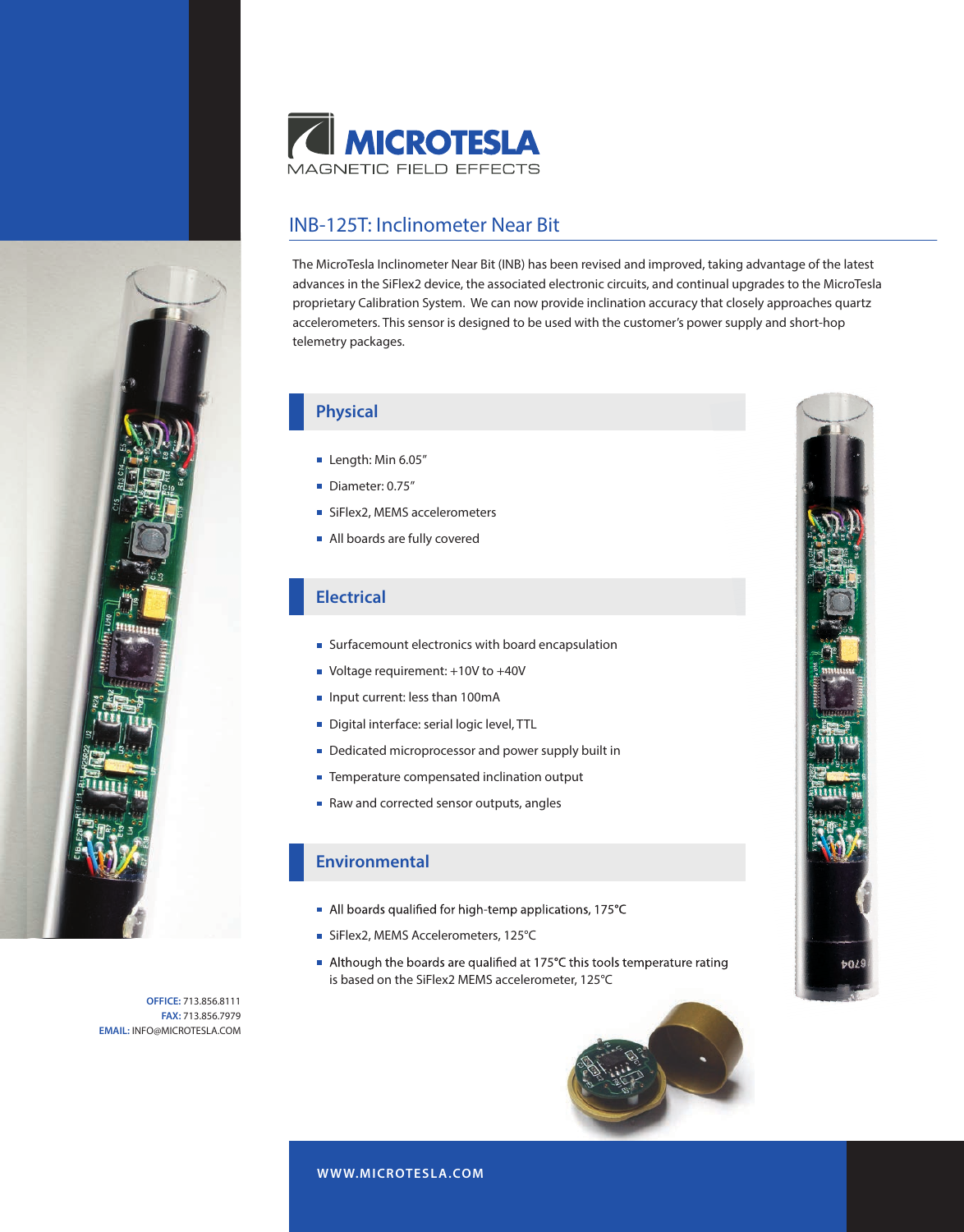# MICROTESLA

MAGNETIC FIELD EFFECTS

## INB-125T: Inclinometer Near Bit

The MicroTesla Inclinometer Near Bit (INB) has been revised and improved, taking advantage of the latest advances in the SiFlex2 device, the associated electronic circuits, and continual upgrades to the MicroTesla proprietary Calibration System. We can now provide inclination accuracy that closely approaches quartz accelerometers. This sensor is designed to be used with the customer's power supply and short-hop telemetry packages.

### Physical

- Length: Min 6.05"
- Diameter: 0.75"
- SiFlex2, MEMS accelerometers
- All boards are fully covered

### Electrical

- Surfacemount electronics with board encapsulation
- Voltage requirement: +10V to +40V
- Input current: less than 100mA
- Digital interface: serial logic level, TTL
- Dedicated microprocessor and power supply built in
- Temperature compensated inclination output
- Raw and corrected sensor outputs, angles

### Environmental

- All boards qualified for high-temp applications, 175°C
- SiFlex2, MEMS Accelerometers, 125°C
- Although the boards are qualified at 175°C this tools temperature rating is based on the SiFlex2 MEMS accelerometer, 125°C

**OFFICE:** 713.856.8111
**FAX:** 713.856.7979
**EMAIL:** INFO@MICROTESLA.COM

**WWW.MICROTESLA.COM**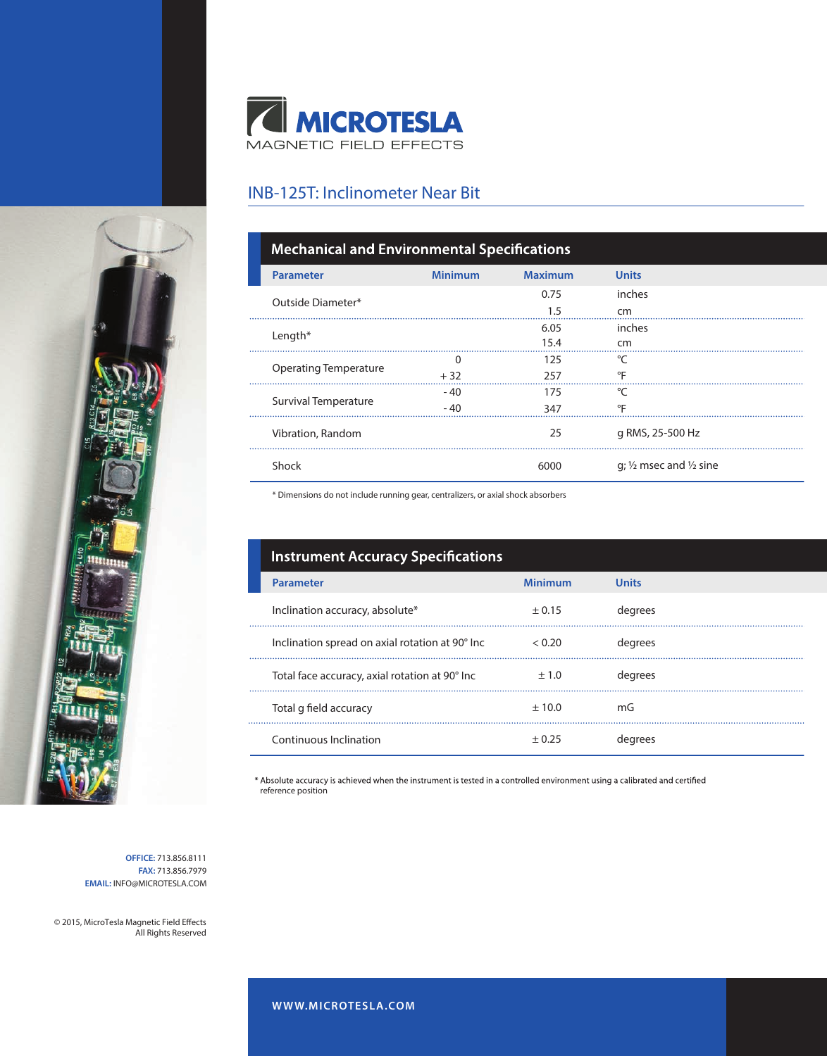# MICROTESLA
MAGNETIC FIELD EFFECTS

## INB-125T: Inclinometer Near Bit

### Mechanical and Environmental Specifications

| Parameter | Minimum | Maximum | Units |
|---|---|---|---|
| Outside Diameter* | | 0.75 | inches |
| | | 1.5 | cm |
| Length* | | 6.05 | inches |
| | | 15.4 | cm |
| Operating Temperature | 0 | 125 | °C |
| | + 32 | 257 | °F |
| Survival Temperature | - 40 | 175 | °C |
| | - 40 | 347 | °F |
| Vibration, Random | | 25 | g RMS, 25-500 Hz |
| Shock | | 6000 | g; ½ msec and ½ sine |

* Dimensions do not include running gear, centralizers, or axial shock absorbers

### Instrument Accuracy Specifications

| Parameter | Minimum | Units |
|---|---|---|
| Inclination accuracy, absolute* | ± 0.15 | degrees |
| Inclination spread on axial rotation at 90° Inc | < 0.20 | degrees |
| Total face accuracy, axial rotation at 90° Inc | ± 1.0 | degrees |
| Total g field accuracy | ± 10.0 | mG |
| Continuous Inclination | ± 0.25 | degrees |

* Absolute accuracy is achieved when the instrument is tested in a controlled environment using a calibrated and certified reference position

**OFFICE:** 713.856.8111
**FAX:** 713.856.7979
**EMAIL:** INFO@MICROTESLA.COM

© 2015, MicroTesla Magnetic Field Effects
All Rights Reserved

WWW.MICROTESLA.COM